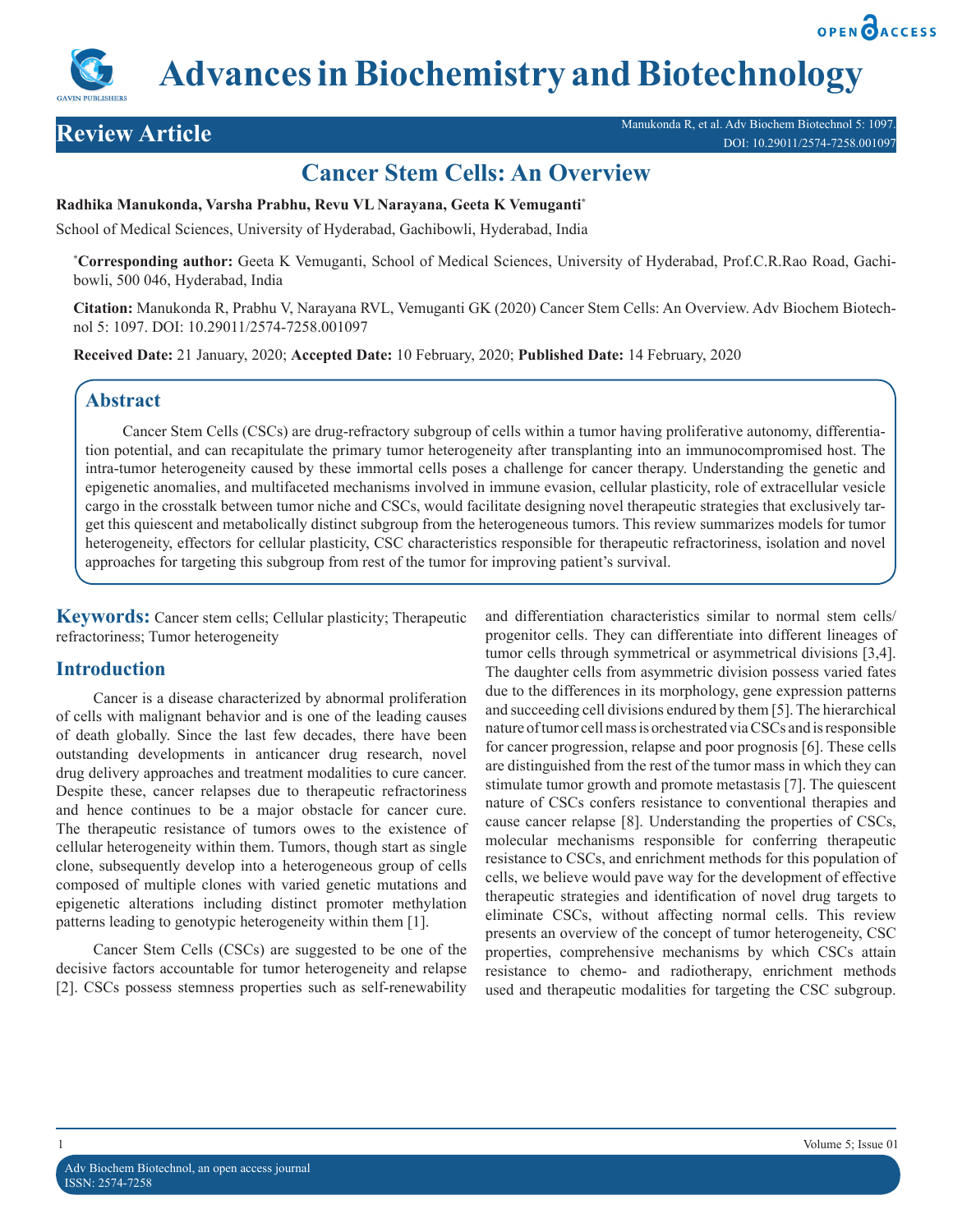# Advances in Biochemistry and Biotechnology

**Review Article**

Manukonda R, et al. Adv Biochem Biotechnol 5: 1097.
DOI: 10.29011/2574-7258.001097

# Cancer Stem Cells: An Overview

**Radhika Manukonda, Varsha Prabhu, Revu VL Narayana, Geeta K Vemuganti***

School of Medical Sciences, University of Hyderabad, Gachibowli, Hyderabad, India

***Corresponding author:** Geeta K Vemuganti, School of Medical Sciences, University of Hyderabad, Prof.C.R.Rao Road, Gachibowli, 500 046, Hyderabad, India

**Citation:** Manukonda R, Prabhu V, Narayana RVL, Vemuganti GK (2020) Cancer Stem Cells: An Overview. Adv Biochem Biotechnol 5: 1097. DOI: 10.29011/2574-7258.001097

**Received Date:** 21 January, 2020; **Accepted Date:** 10 February, 2020; **Published Date:** 14 February, 2020

## Abstract

Cancer Stem Cells (CSCs) are drug-refractory subgroup of cells within a tumor having proliferative autonomy, differentiation potential, and can recapitulate the primary tumor heterogeneity after transplanting into an immunocompromised host. The intra-tumor heterogeneity caused by these immortal cells poses a challenge for cancer therapy. Understanding the genetic and epigenetic anomalies, and multifaceted mechanisms involved in immune evasion, cellular plasticity, role of extracellular vesicle cargo in the crosstalk between tumor niche and CSCs, would facilitate designing novel therapeutic strategies that exclusively target this quiescent and metabolically distinct subgroup from the heterogeneous tumors. This review summarizes models for tumor heterogeneity, effectors for cellular plasticity, CSC characteristics responsible for therapeutic refractoriness, isolation and novel approaches for targeting this subgroup from rest of the tumor for improving patient's survival.

**Keywords:** Cancer stem cells; Cellular plasticity; Therapeutic refractoriness; Tumor heterogeneity

## Introduction

Cancer is a disease characterized by abnormal proliferation of cells with malignant behavior and is one of the leading causes of death globally. Since the last few decades, there have been outstanding developments in anticancer drug research, novel drug delivery approaches and treatment modalities to cure cancer. Despite these, cancer relapses due to therapeutic refractoriness and hence continues to be a major obstacle for cancer cure. The therapeutic resistance of tumors owes to the existence of cellular heterogeneity within them. Tumors, though start as single clone, subsequently develop into a heterogeneous group of cells composed of multiple clones with varied genetic mutations and epigenetic alterations including distinct promoter methylation patterns leading to genotypic heterogeneity within them [1].

Cancer Stem Cells (CSCs) are suggested to be one of the decisive factors accountable for tumor heterogeneity and relapse [2]. CSCs possess stemness properties such as self-renewability and differentiation characteristics similar to normal stem cells/ progenitor cells. They can differentiate into different lineages of tumor cells through symmetrical or asymmetrical divisions [3,4]. The daughter cells from asymmetric division possess varied fates due to the differences in its morphology, gene expression patterns and succeeding cell divisions endured by them [5]. The hierarchical nature of tumor cell mass is orchestrated via CSCs and is responsible for cancer progression, relapse and poor prognosis [6]. These cells are distinguished from the rest of the tumor mass in which they can stimulate tumor growth and promote metastasis [7]. The quiescent nature of CSCs confers resistance to conventional therapies and cause cancer relapse [8]. Understanding the properties of CSCs, molecular mechanisms responsible for conferring therapeutic resistance to CSCs, and enrichment methods for this population of cells, we believe would pave way for the development of effective therapeutic strategies and identification of novel drug targets to eliminate CSCs, without affecting normal cells. This review presents an overview of the concept of tumor heterogeneity, CSC properties, comprehensive mechanisms by which CSCs attain resistance to chemo- and radiotherapy, enrichment methods used and therapeutic modalities for targeting the CSC subgroup.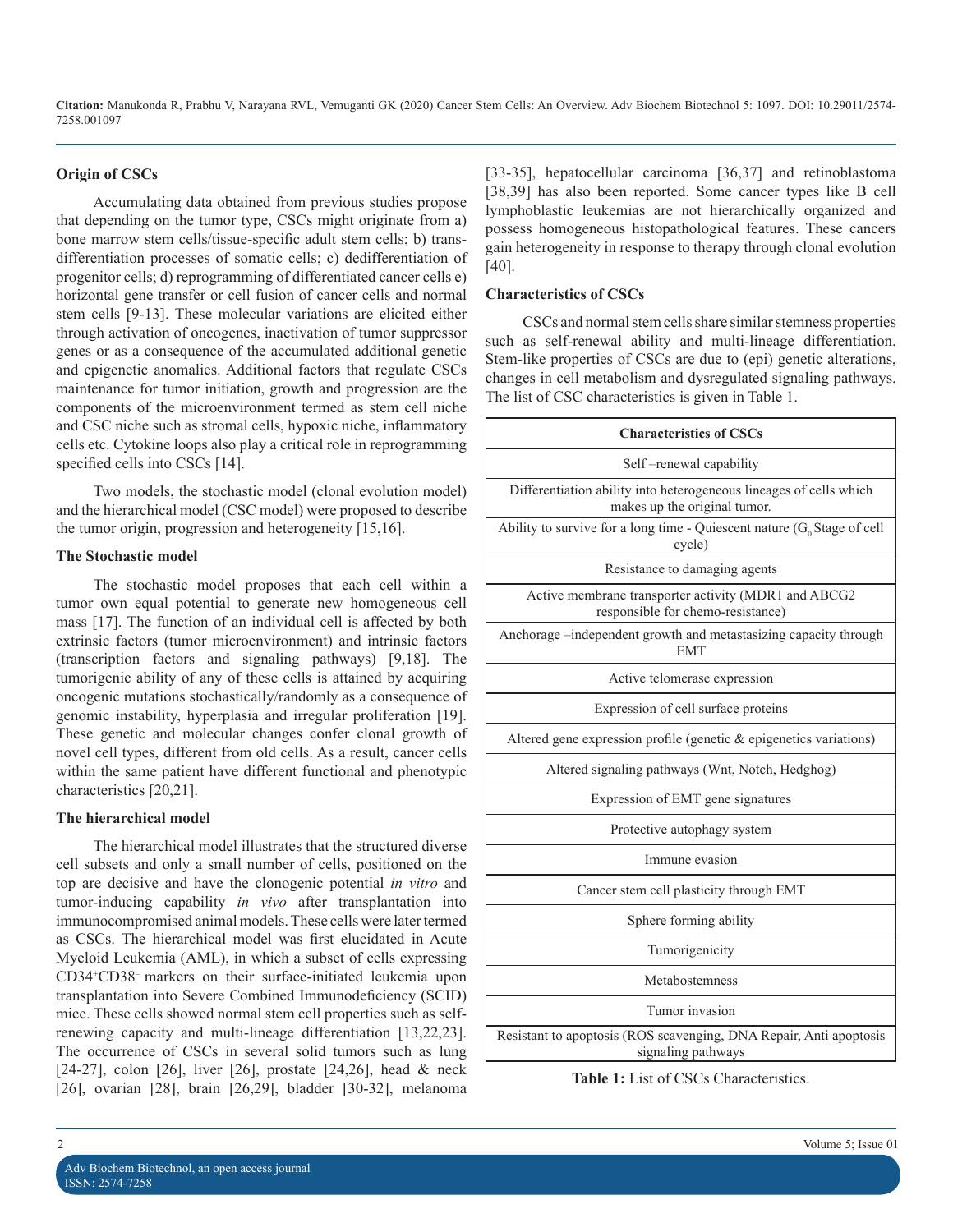### Origin of CSCs

Accumulating data obtained from previous studies propose that depending on the tumor type, CSCs might originate from a) bone marrow stem cells/tissue-specific adult stem cells; b) trans-differentiation processes of somatic cells; c) dedifferentiation of progenitor cells; d) reprogramming of differentiated cancer cells e) horizontal gene transfer or cell fusion of cancer cells and normal stem cells [9-13]. These molecular variations are elicited either through activation of oncogenes, inactivation of tumor suppressor genes or as a consequence of the accumulated additional genetic and epigenetic anomalies. Additional factors that regulate CSCs maintenance for tumor initiation, growth and progression are the components of the microenvironment termed as stem cell niche and CSC niche such as stromal cells, hypoxic niche, inflammatory cells etc. Cytokine loops also play a critical role in reprogramming specified cells into CSCs [14].

Two models, the stochastic model (clonal evolution model) and the hierarchical model (CSC model) were proposed to describe the tumor origin, progression and heterogeneity [15,16].

### The Stochastic model

The stochastic model proposes that each cell within a tumor own equal potential to generate new homogeneous cell mass [17]. The function of an individual cell is affected by both extrinsic factors (tumor microenvironment) and intrinsic factors (transcription factors and signaling pathways) [9,18]. The tumorigenic ability of any of these cells is attained by acquiring oncogenic mutations stochastically/randomly as a consequence of genomic instability, hyperplasia and irregular proliferation [19]. These genetic and molecular changes confer clonal growth of novel cell types, different from old cells. As a result, cancer cells within the same patient have different functional and phenotypic characteristics [20,21].

### The hierarchical model

The hierarchical model illustrates that the structured diverse cell subsets and only a small number of cells, positioned on the top are decisive and have the clonogenic potential *in vitro* and tumor-inducing capability *in vivo* after transplantation into immunocompromised animal models. These cells were later termed as CSCs. The hierarchical model was first elucidated in Acute Myeloid Leukemia (AML), in which a subset of cells expressing $CD34^+CD38^-$ markers on their surface-initiated leukemia upon transplantation into Severe Combined Immunodeficiency (SCID) mice. These cells showed normal stem cell properties such as self-renewing capacity and multi-lineage differentiation [13,22,23]. The occurrence of CSCs in several solid tumors such as lung [24-27], colon [26], liver [26], prostate [24,26], head & neck [26], ovarian [28], brain [26,29], bladder [30-32], melanoma [33-35], hepatocellular carcinoma [36,37] and retinoblastoma [38,39] has also been reported. Some cancer types like B cell lymphoblastic leukemias are not hierarchically organized and possess homogeneous histopathological features. These cancers gain heterogeneity in response to therapy through clonal evolution [40].

### Characteristics of CSCs

CSCs and normal stem cells share similar stemness properties such as self-renewal ability and multi-lineage differentiation. Stem-like properties of CSCs are due to (epi) genetic alterations, changes in cell metabolism and dysregulated signaling pathways. The list of CSC characteristics is given in Table 1.

| Characteristics of CSCs |
| --- |
| Self –renewal capability |
| Differentiation ability into heterogeneous lineages of cells which makes up the original tumor. |
| Ability to survive for a long time - Quiescent nature ($G_0$ Stage of cell cycle) |
| Resistance to damaging agents |
| Active membrane transporter activity (MDR1 and ABCG2 responsible for chemo-resistance) |
| Anchorage –independent growth and metastasizing capacity through EMT |
| Active telomerase expression |
| Expression of cell surface proteins |
| Altered gene expression profile (genetic & epigenetics variations) |
| Altered signaling pathways (Wnt, Notch, Hedghog) |
| Expression of EMT gene signatures |
| Protective autophagy system |
| Immune evasion |
| Cancer stem cell plasticity through EMT |
| Sphere forming ability |
| Tumorigenicity |
| Metabostemness |
| Tumor invasion |
| Resistant to apoptosis (ROS scavenging, DNA Repair, Anti apoptosis signaling pathways |

**Table 1:** List of CSCs Characteristics.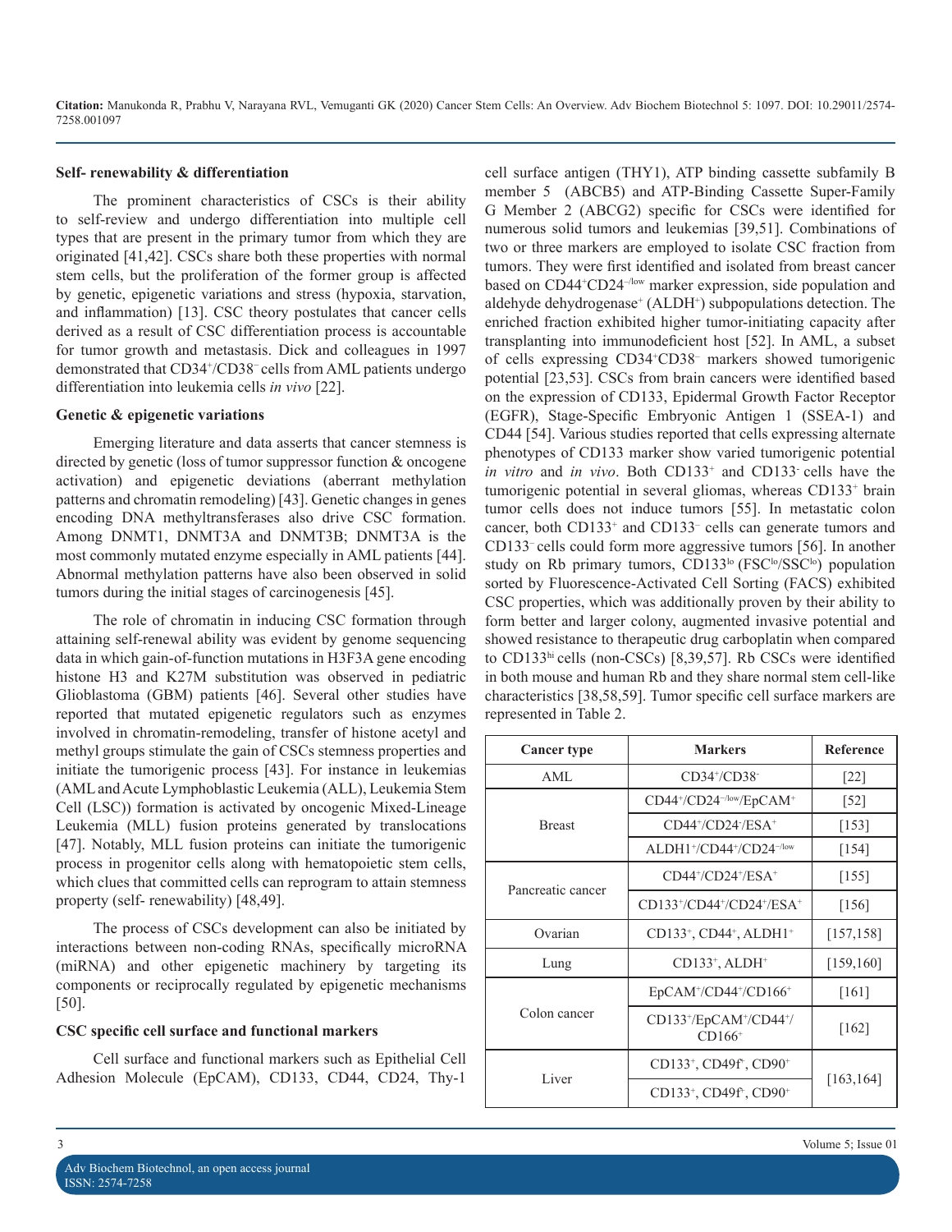#### Self- renewability & differentiation

The prominent characteristics of CSCs is their ability to self-review and undergo differentiation into multiple cell types that are present in the primary tumor from which they are originated [41,42]. CSCs share both these properties with normal stem cells, but the proliferation of the former group is affected by genetic, epigenetic variations and stress (hypoxia, starvation, and inflammation) [13]. CSC theory postulates that cancer cells derived as a result of CSC differentiation process is accountable for tumor growth and metastasis. Dick and colleagues in 1997 demonstrated that $CD34^{+}/CD38^{-}$ cells from AML patients undergo differentiation into leukemia cells *in vivo* [22].

#### Genetic & epigenetic variations

Emerging literature and data asserts that cancer stemness is directed by genetic (loss of tumor suppressor function & oncogene activation) and epigenetic deviations (aberrant methylation patterns and chromatin remodeling) [43]. Genetic changes in genes encoding DNA methyltransferases also drive CSC formation. Among DNMT1, DNMT3A and DNMT3B; DNMT3A is the most commonly mutated enzyme especially in AML patients [44]. Abnormal methylation patterns have also been observed in solid tumors during the initial stages of carcinogenesis [45].

The role of chromatin in inducing CSC formation through attaining self-renewal ability was evident by genome sequencing data in which gain-of-function mutations in H3F3A gene encoding histone H3 and K27M substitution was observed in pediatric Glioblastoma (GBM) patients [46]. Several other studies have reported that mutated epigenetic regulators such as enzymes involved in chromatin-remodeling, transfer of histone acetyl and methyl groups stimulate the gain of CSCs stemness properties and initiate the tumorigenic process [43]. For instance in leukemias (AML and Acute Lymphoblastic Leukemia (ALL), Leukemia Stem Cell (LSC)) formation is activated by oncogenic Mixed-Lineage Leukemia (MLL) fusion proteins generated by translocations [47]. Notably, MLL fusion proteins can initiate the tumorigenic process in progenitor cells along with hematopoietic stem cells, which clues that committed cells can reprogram to attain stemness property (self- renewability) [48,49].

The process of CSCs development can also be initiated by interactions between non-coding RNAs, specifically microRNA (miRNA) and other epigenetic machinery by targeting its components or reciprocally regulated by epigenetic mechanisms [50].

#### CSC specific cell surface and functional markers

Cell surface and functional markers such as Epithelial Cell Adhesion Molecule (EpCAM), CD133, CD44, CD24, Thy-1 cell surface antigen (THY1), ATP binding cassette subfamily B member 5 (ABCB5) and ATP-Binding Cassette Super-Family G Member 2 (ABCG2) specific for CSCs were identified for numerous solid tumors and leukemias [39,51]. Combinations of two or three markers are employed to isolate CSC fraction from tumors. They were first identified and isolated from breast cancer based on $CD44^{+}CD24^{-/low}$ marker expression, side population and aldehyde dehydrogenase$^{+}$ ($ALDH^{+}$) subpopulations detection. The enriched fraction exhibited higher tumor-initiating capacity after transplanting into immunodeficient host [52]. In AML, a subset of cells expressing $CD34^{+}CD38^{-}$ markers showed tumorigenic potential [23,53]. CSCs from brain cancers were identified based on the expression of CD133, Epidermal Growth Factor Receptor (EGFR), Stage-Specific Embryonic Antigen 1 (SSEA-1) and CD44 [54]. Various studies reported that cells expressing alternate phenotypes of CD133 marker show varied tumorigenic potential *in vitro* and *in vivo*. Both $CD133^{+}$ and $CD133^{-}$ cells have the tumorigenic potential in several gliomas, whereas $CD133^{+}$ brain tumor cells does not induce tumors [55]. In metastatic colon cancer, both $CD133^{+}$ and $CD133^{-}$ cells can generate tumors and $CD133^{-}$ cells could form more aggressive tumors [56]. In another study on Rb primary tumors, $CD133^{lo}$ ($FSC^{lo}/SSC^{lo}$) population sorted by Fluorescence-Activated Cell Sorting (FACS) exhibited CSC properties, which was additionally proven by their ability to form better and larger colony, augmented invasive potential and showed resistance to therapeutic drug carboplatin when compared to $CD133^{hi}$ cells (non-CSCs) [8,39,57]. Rb CSCs were identified in both mouse and human Rb and they share normal stem cell-like characteristics [38,58,59]. Tumor specific cell surface markers are represented in Table 2.

| Cancer type | Markers | Reference |
|---|---|---|
| AML | $CD34^{+}/CD38^{-}$ | [22] |
| Breast | $CD44^{+}/CD24^{-/low}/EpCAM^{+}$ | [52] |
| | $CD44^{+}/CD24^{-}/ESA^{+}$ | [153] |
| | $ALDH1^{+}/CD44^{+}/CD24^{-/low}$ | [154] |
| Pancreatic cancer | $CD44^{+}/CD24^{+}/ESA^{+}$ | [155] |
| | $CD133^{+}/CD44^{+}/CD24^{+}/ESA^{+}$ | [156] |
| Ovarian | $CD133^{+}$, $CD44^{+}$, $ALDH1^{+}$ | [157,158] |
| Lung | $CD133^{+}$, $ALDH^{+}$ | [159,160] |
| Colon cancer | $EpCAM^{+}/CD44^{+}/CD166^{+}$ | [161] |
| | $CD133^{+}/EpCAM^{+}/CD44^{+}/CD166^{+}$ | [162] |
| Liver | $CD133^{+}$, $CD49f^{+}$, $CD90^{+}$ | [163,164] |
| | $CD133^{+}$, $CD49f^{+}$, $CD90^{+}$ | |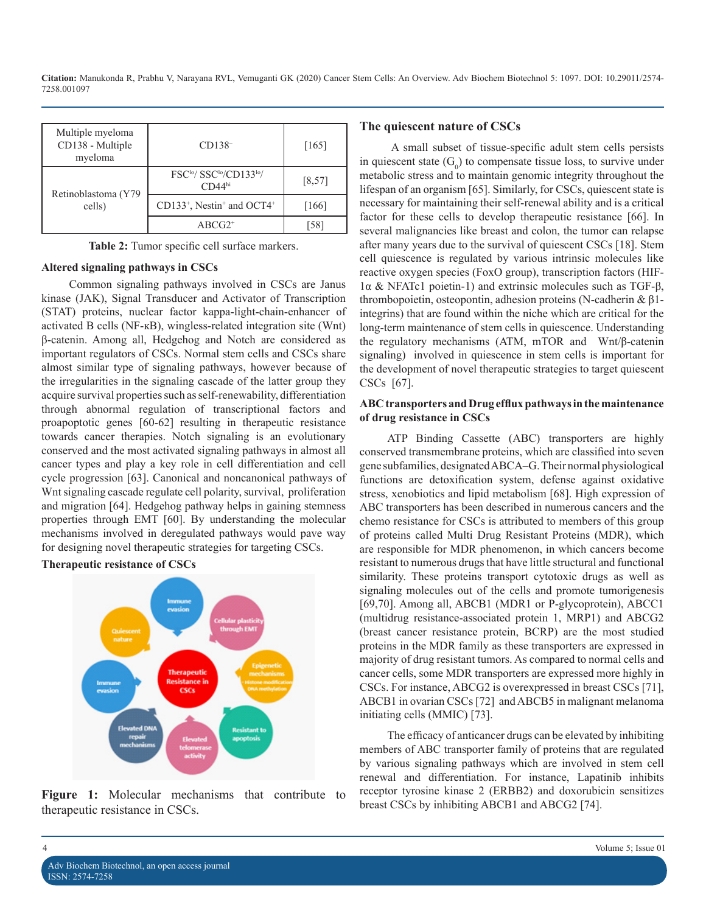| Multiple myeloma CD138 - Multiple myeloma | CD138⁻ | [165] |
|---|---|---|
| Retinoblastoma (Y79 cells) | FSC$^{lo}$/ SSC$^{lo}$/CD133$^{lo}$/ CD44$^{hi}$ | [8,57] |
| | CD133$^{+}$, Nestin$^{+}$ and OCT4$^{+}$ | [166] |
| | ABCG2$^{+}$ | [58] |

**Table 2:** Tumor specific cell surface markers.

### Altered signaling pathways in CSCs

Common signaling pathways involved in CSCs are Janus kinase (JAK), Signal Transducer and Activator of Transcription (STAT) proteins, nuclear factor kappa-light-chain-enhancer of activated B cells (NF-κB), wingless-related integration site (Wnt) β-catenin. Among all, Hedgehog and Notch are considered as important regulators of CSCs. Normal stem cells and CSCs share almost similar type of signaling pathways, however because of the irregularities in the signaling cascade of the latter group they acquire survival properties such as self-renewability, differentiation through abnormal regulation of transcriptional factors and proapoptotic genes [60-62] resulting in therapeutic resistance towards cancer therapies. Notch signaling is an evolutionary conserved and the most activated signaling pathways in almost all cancer types and play a key role in cell differentiation and cell cycle progression [63]. Canonical and noncanonical pathways of Wnt signaling cascade regulate cell polarity, survival, proliferation and migration [64]. Hedgehog pathway helps in gaining stemness properties through EMT [60]. By understanding the molecular mechanisms involved in deregulated pathways would pave way for designing novel therapeutic strategies for targeting CSCs.

### Therapeutic resistance of CSCs

**Figure 1:** Molecular mechanisms that contribute to therapeutic resistance in CSCs.

### The quiescent nature of CSCs

A small subset of tissue-specific adult stem cells persists in quiescent state ($G_0$) to compensate tissue loss, to survive under metabolic stress and to maintain genomic integrity throughout the lifespan of an organism [65]. Similarly, for CSCs, quiescent state is necessary for maintaining their self-renewal ability and is a critical factor for these cells to develop therapeutic resistance [66]. In several malignancies like breast and colon, the tumor can relapse after many years due to the survival of quiescent CSCs [18]. Stem cell quiescence is regulated by various intrinsic molecules like reactive oxygen species (FoxO group), transcription factors (HIF-1α & NFATc1 poietin-1) and extrinsic molecules such as TGF-β, thrombopoietin, osteopontin, adhesion proteins (N-cadherin & β1-integrins) that are found within the niche which are critical for the long-term maintenance of stem cells in quiescence. Understanding the regulatory mechanisms (ATM, mTOR and Wnt/β-catenin signaling) involved in quiescence in stem cells is important for the development of novel therapeutic strategies to target quiescent CSCs [67].

### ABC transporters and Drug efflux pathways in the maintenance of drug resistance in CSCs

ATP Binding Cassette (ABC) transporters are highly conserved transmembrane proteins, which are classified into seven gene subfamilies, designated ABCA–G. Their normal physiological functions are detoxification system, defense against oxidative stress, xenobiotics and lipid metabolism [68]. High expression of ABC transporters has been described in numerous cancers and the chemo resistance for CSCs is attributed to members of this group of proteins called Multi Drug Resistant Proteins (MDR), which are responsible for MDR phenomenon, in which cancers become resistant to numerous drugs that have little structural and functional similarity. These proteins transport cytotoxic drugs as well as signaling molecules out of the cells and promote tumorigenesis [69,70]. Among all, ABCB1 (MDR1 or P-glycoprotein), ABCC1 (multidrug resistance-associated protein 1, MRP1) and ABCG2 (breast cancer resistance protein, BCRP) are the most studied proteins in the MDR family as these transporters are expressed in majority of drug resistant tumors. As compared to normal cells and cancer cells, some MDR transporters are expressed more highly in CSCs. For instance, ABCG2 is overexpressed in breast CSCs [71], ABCB1 in ovarian CSCs [72] and ABCB5 in malignant melanoma initiating cells (MMIC) [73].

The efficacy of anticancer drugs can be elevated by inhibiting members of ABC transporter family of proteins that are regulated by various signaling pathways which are involved in stem cell renewal and differentiation. For instance, Lapatinib inhibits receptor tyrosine kinase 2 (ERBB2) and doxorubicin sensitizes breast CSCs by inhibiting ABCB1 and ABCG2 [74].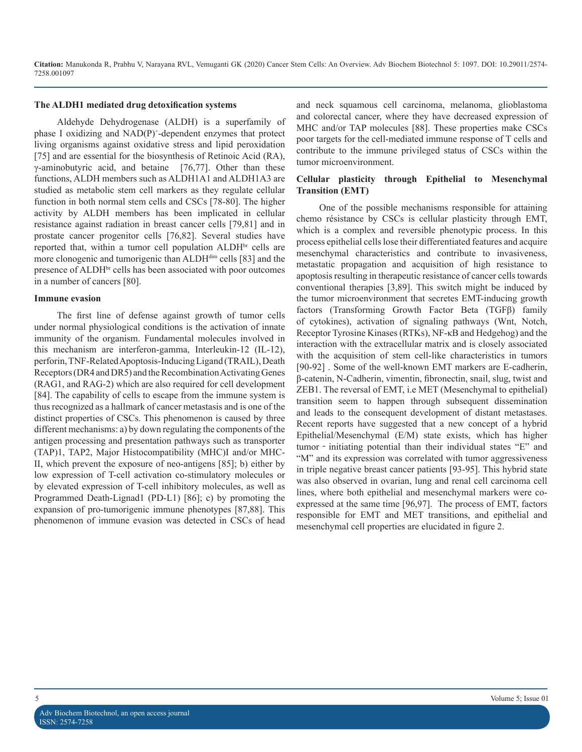### The ALDH1 mediated drug detoxification systems

Aldehyde Dehydrogenase (ALDH) is a superfamily of phase I oxidizing and $NAD(P)^+$-dependent enzymes that protect living organisms against oxidative stress and lipid peroxidation [75] and are essential for the biosynthesis of Retinoic Acid (RA), γ-aminobutyric acid, and betaine [76,77]. Other than these functions, ALDH members such as ALDH1A1 and ALDH1A3 are studied as metabolic stem cell markers as they regulate cellular function in both normal stem cells and CSCs [78-80]. The higher activity by ALDH members has been implicated in cellular resistance against radiation in breast cancer cells [79,81] and in prostate cancer progenitor cells [76,82]. Several studies have reported that, within a tumor cell population $ALDH^{br}$ cells are more clonogenic and tumorigenic than $ALDH^{dim}$ cells [83] and the presence of $ALDH^{br}$ cells has been associated with poor outcomes in a number of cancers [80].

### Immune evasion

The first line of defense against growth of tumor cells under normal physiological conditions is the activation of innate immunity of the organism. Fundamental molecules involved in this mechanism are interferon-gamma, Interleukin-12 (IL-12), perforin, TNF-Related Apoptosis-Inducing Ligand (TRAIL), Death Receptors (DR4 and DR5) and the Recombination Activating Genes (RAG1, and RAG-2) which are also required for cell development [84]. The capability of cells to escape from the immune system is thus recognized as a hallmark of cancer metastasis and is one of the distinct properties of CSCs. This phenomenon is caused by three different mechanisms: a) by down regulating the components of the antigen processing and presentation pathways such as transporter (TAP)1, TAP2, Major Histocompatibility (MHC)I and/or MHC-II, which prevent the exposure of neo-antigens [85]; b) either by low expression of T-cell activation co-stimulatory molecules or by elevated expression of T-cell inhibitory molecules, as well as Programmed Death-Lignad1 (PD-L1) [86]; c) by promoting the expansion of pro-tumorigenic immune phenotypes [87,88]. This phenomenon of immune evasion was detected in CSCs of head and neck squamous cell carcinoma, melanoma, glioblastoma and colorectal cancer, where they have decreased expression of MHC and/or TAP molecules [88]. These properties make CSCs poor targets for the cell-mediated immune response of T cells and contribute to the immune privileged status of CSCs within the tumor microenvironment.

### Cellular plasticity through Epithelial to Mesenchymal Transition (EMT)

One of the possible mechanisms responsible for attaining chemo résistance by CSCs is cellular plasticity through EMT, which is a complex and reversible phenotypic process. In this process epithelial cells lose their differentiated features and acquire mesenchymal characteristics and contribute to invasiveness, metastatic propagation and acquisition of high resistance to apoptosis resulting in therapeutic resistance of cancer cells towards conventional therapies [3,89]. This switch might be induced by the tumor microenvironment that secretes EMT-inducing growth factors (Transforming Growth Factor Beta (TGFβ) family of cytokines), activation of signaling pathways (Wnt, Notch, Receptor Tyrosine Kinases (RTKs), NF-κB and Hedgehog) and the interaction with the extracellular matrix and is closely associated with the acquisition of stem cell-like characteristics in tumors [90-92] . Some of the well-known EMT markers are E-cadherin, β-catenin, N-Cadherin, vimentin, fibronectin, snail, slug, twist and ZEB1. The reversal of EMT, i.e MET (Mesenchymal to epithelial) transition seem to happen through subsequent dissemination and leads to the consequent development of distant metastases. Recent reports have suggested that a new concept of a hybrid Epithelial/Mesenchymal (E/M) state exists, which has higher tumor - initiating potential than their individual states "E" and "M" and its expression was correlated with tumor aggressiveness in triple negative breast cancer patients [93-95]. This hybrid state was also observed in ovarian, lung and renal cell carcinoma cell lines, where both epithelial and mesenchymal markers were co-expressed at the same time [96,97]. The process of EMT, factors responsible for EMT and MET transitions, and epithelial and mesenchymal cell properties are elucidated in figure 2.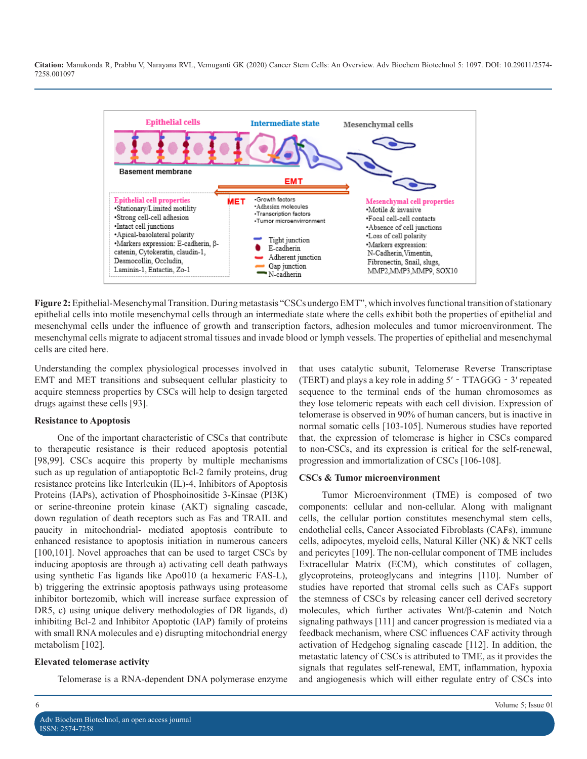**Figure 2:** Epithelial-Mesenchymal Transition. During metastasis "CSCs undergo EMT", which involves functional transition of stationary epithelial cells into motile mesenchymal cells through an intermediate state where the cells exhibit both the properties of epithelial and mesenchymal cells under the influence of growth and transcription factors, adhesion molecules and tumor microenvironment. The mesenchymal cells migrate to adjacent stromal tissues and invade blood or lymph vessels. The properties of epithelial and mesenchymal cells are cited here.

Understanding the complex physiological processes involved in EMT and MET transitions and subsequent cellular plasticity to acquire stemness properties by CSCs will help to design targeted drugs against these cells [93].

**Resistance to Apoptosis**

One of the important characteristic of CSCs that contribute to therapeutic resistance is their reduced apoptosis potential [98,99]. CSCs acquire this property by multiple mechanisms such as up regulation of antiapoptotic Bcl-2 family proteins, drug resistance proteins like Interleukin (IL)-4, Inhibitors of Apoptosis Proteins (IAPs), activation of Phosphoinositide 3-Kinsae (PI3K) or serine-threonine protein kinase (AKT) signaling cascade, down regulation of death receptors such as Fas and TRAIL and paucity in mitochondrial- mediated apoptosis contribute to enhanced resistance to apoptosis initiation in numerous cancers [100,101]. Novel approaches that can be used to target CSCs by inducing apoptosis are through a) activating cell death pathways using synthetic Fas ligands like Apo010 (a hexameric FAS-L), b) triggering the extrinsic apoptosis pathways using proteasome inhibitor bortezomib, which will increase surface expression of DR5, c) using unique delivery methodologies of DR ligands, d) inhibiting Bcl-2 and Inhibitor Apoptotic (IAP) family of proteins with small RNA molecules and e) disrupting mitochondrial energy metabolism [102].

**Elevated telomerase activity**

Telomerase is a RNA-dependent DNA polymerase enzyme that uses catalytic subunit, Telomerase Reverse Transcriptase (TERT) and plays a key role in adding 5′ - TTAGGG - 3′ repeated sequence to the terminal ends of the human chromosomes as they lose telomeric repeats with each cell division. Expression of telomerase is observed in 90% of human cancers, but is inactive in normal somatic cells [103-105]. Numerous studies have reported that, the expression of telomerase is higher in CSCs compared to non-CSCs, and its expression is critical for the self-renewal, progression and immortalization of CSCs [106-108].

**CSCs & Tumor microenvironment**

Tumor Microenvironment (TME) is composed of two components: cellular and non-cellular. Along with malignant cells, the cellular portion constitutes mesenchymal stem cells, endothelial cells, Cancer Associated Fibroblasts (CAFs), immune cells, adipocytes, myeloid cells, Natural Killer (NK) & NKT cells and pericytes [109]. The non-cellular component of TME includes Extracellular Matrix (ECM), which constitutes of collagen, glycoproteins, proteoglycans and integrins [110]. Number of studies have reported that stromal cells such as CAFs support the stemness of CSCs by releasing cancer cell derived secretory molecules, which further activates Wnt/β-catenin and Notch signaling pathways [111] and cancer progression is mediated via a feedback mechanism, where CSC influences CAF activity through activation of Hedgehog signaling cascade [112]. In addition, the metastatic latency of CSCs is attributed to TME, as it provides the signals that regulates self-renewal, EMT, inflammation, hypoxia and angiogenesis which will either regulate entry of CSCs into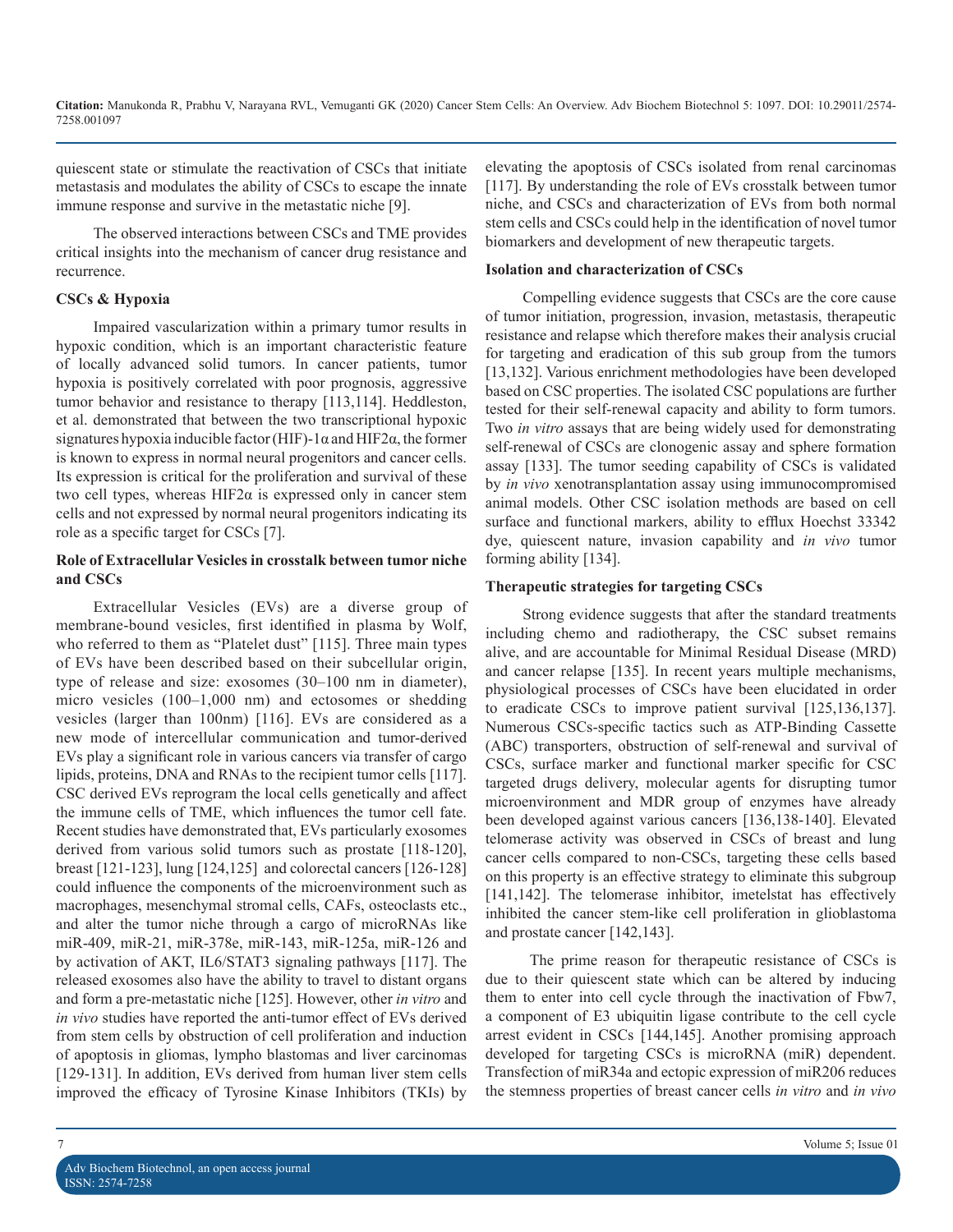quiescent state or stimulate the reactivation of CSCs that initiate metastasis and modulates the ability of CSCs to escape the innate immune response and survive in the metastatic niche [9].

The observed interactions between CSCs and TME provides critical insights into the mechanism of cancer drug resistance and recurrence.

**CSCs & Hypoxia**

Impaired vascularization within a primary tumor results in hypoxic condition, which is an important characteristic feature of locally advanced solid tumors. In cancer patients, tumor hypoxia is positively correlated with poor prognosis, aggressive tumor behavior and resistance to therapy [113,114]. Heddleston, et al. demonstrated that between the two transcriptional hypoxic signatures hypoxia inducible factor (HIF)-1α and HIF2α, the former is known to express in normal neural progenitors and cancer cells. Its expression is critical for the proliferation and survival of these two cell types, whereas HIF2α is expressed only in cancer stem cells and not expressed by normal neural progenitors indicating its role as a specific target for CSCs [7].

**Role of Extracellular Vesicles in crosstalk between tumor niche and CSCs**

Extracellular Vesicles (EVs) are a diverse group of membrane-bound vesicles, first identified in plasma by Wolf, who referred to them as "Platelet dust" [115]. Three main types of EVs have been described based on their subcellular origin, type of release and size: exosomes (30–100 nm in diameter), micro vesicles (100–1,000 nm) and ectosomes or shedding vesicles (larger than 100nm) [116]. EVs are considered as a new mode of intercellular communication and tumor-derived EVs play a significant role in various cancers via transfer of cargo lipids, proteins, DNA and RNAs to the recipient tumor cells [117]. CSC derived EVs reprogram the local cells genetically and affect the immune cells of TME, which influences the tumor cell fate. Recent studies have demonstrated that, EVs particularly exosomes derived from various solid tumors such as prostate [118-120], breast [121-123], lung [124,125] and colorectal cancers [126-128] could influence the components of the microenvironment such as macrophages, mesenchymal stromal cells, CAFs, osteoclasts etc., and alter the tumor niche through a cargo of microRNAs like miR-409, miR-21, miR-378e, miR-143, miR-125a, miR-126 and by activation of AKT, IL6/STAT3 signaling pathways [117]. The released exosomes also have the ability to travel to distant organs and form a pre-metastatic niche [125]. However, other *in vitro* and *in vivo* studies have reported the anti-tumor effect of EVs derived from stem cells by obstruction of cell proliferation and induction of apoptosis in gliomas, lympho blastomas and liver carcinomas [129-131]. In addition, EVs derived from human liver stem cells improved the efficacy of Tyrosine Kinase Inhibitors (TKIs) by elevating the apoptosis of CSCs isolated from renal carcinomas [117]. By understanding the role of EVs crosstalk between tumor niche, and CSCs and characterization of EVs from both normal stem cells and CSCs could help in the identification of novel tumor biomarkers and development of new therapeutic targets.

**Isolation and characterization of CSCs**

Compelling evidence suggests that CSCs are the core cause of tumor initiation, progression, invasion, metastasis, therapeutic resistance and relapse which therefore makes their analysis crucial for targeting and eradication of this sub group from the tumors [13,132]. Various enrichment methodologies have been developed based on CSC properties. The isolated CSC populations are further tested for their self-renewal capacity and ability to form tumors. Two *in vitro* assays that are being widely used for demonstrating self-renewal of CSCs are clonogenic assay and sphere formation assay [133]. The tumor seeding capability of CSCs is validated by *in vivo* xenotransplantation assay using immunocompromised animal models. Other CSC isolation methods are based on cell surface and functional markers, ability to efflux Hoechst 33342 dye, quiescent nature, invasion capability and *in vivo* tumor forming ability [134].

**Therapeutic strategies for targeting CSCs**

Strong evidence suggests that after the standard treatments including chemo and radiotherapy, the CSC subset remains alive, and are accountable for Minimal Residual Disease (MRD) and cancer relapse [135]. In recent years multiple mechanisms, physiological processes of CSCs have been elucidated in order to eradicate CSCs to improve patient survival [125,136,137]. Numerous CSCs-specific tactics such as ATP-Binding Cassette (ABC) transporters, obstruction of self-renewal and survival of CSCs, surface marker and functional marker specific for CSC targeted drugs delivery, molecular agents for disrupting tumor microenvironment and MDR group of enzymes have already been developed against various cancers [136,138-140]. Elevated telomerase activity was observed in CSCs of breast and lung cancer cells compared to non-CSCs, targeting these cells based on this property is an effective strategy to eliminate this subgroup [141,142]. The telomerase inhibitor, imetelstat has effectively inhibited the cancer stem-like cell proliferation in glioblastoma and prostate cancer [142,143].

The prime reason for therapeutic resistance of CSCs is due to their quiescent state which can be altered by inducing them to enter into cell cycle through the inactivation of Fbw7, a component of E3 ubiquitin ligase contribute to the cell cycle arrest evident in CSCs [144,145]. Another promising approach developed for targeting CSCs is microRNA (miR) dependent. Transfection of miR34a and ectopic expression of miR206 reduces the stemness properties of breast cancer cells *in vitro* and *in vivo*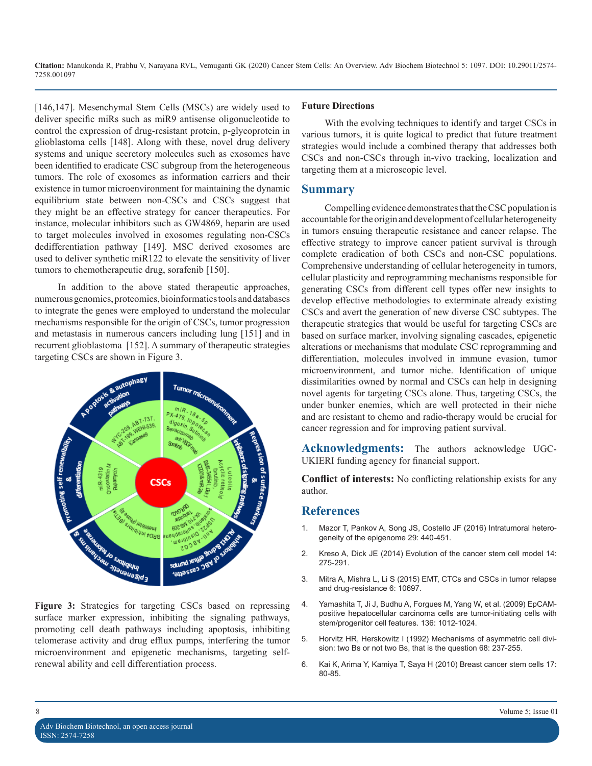[146,147]. Mesenchymal Stem Cells (MSCs) are widely used to deliver specific miRs such as miR9 antisense oligonucleotide to control the expression of drug-resistant protein, p-glycoprotein in glioblastoma cells [148]. Along with these, novel drug delivery systems and unique secretory molecules such as exosomes have been identified to eradicate CSC subgroup from the heterogeneous tumors. The role of exosomes as information carriers and their existence in tumor microenvironment for maintaining the dynamic equilibrium state between non-CSCs and CSCs suggest that they might be an effective strategy for cancer therapeutics. For instance, molecular inhibitors such as GW4869, heparin are used to target molecules involved in exosomes regulating non-CSCs dedifferentiation pathway [149]. MSC derived exosomes are used to deliver synthetic miR122 to elevate the sensitivity of liver tumors to chemotherapeutic drug, sorafenib [150].

In addition to the above stated therapeutic approaches, numerous genomics, proteomics, bioinformatics tools and databases to integrate the genes were employed to understand the molecular mechanisms responsible for the origin of CSCs, tumor progression and metastasis in numerous cancers including lung [151] and in recurrent glioblastoma [152]. A summary of therapeutic strategies targeting CSCs are shown in Figure 3.

**Figure 3:** Strategies for targeting CSCs based on repressing surface marker expression, inhibiting the signaling pathways, promoting cell death pathways including apoptosis, inhibiting telomerase activity and drug efflux pumps, interfering the tumor microenvironment and epigenetic mechanisms, targeting self-renewal ability and cell differentiation process.

**Future Directions**

With the evolving techniques to identify and target CSCs in various tumors, it is quite logical to predict that future treatment strategies would include a combined therapy that addresses both CSCs and non-CSCs through in-vivo tracking, localization and targeting them at a microscopic level.

## Summary

Compelling evidence demonstrates that the CSC population is accountable for the origin and development of cellular heterogeneity in tumors ensuing therapeutic resistance and cancer relapse. The effective strategy to improve cancer patient survival is through complete eradication of both CSCs and non-CSC populations. Comprehensive understanding of cellular heterogeneity in tumors, cellular plasticity and reprogramming mechanisms responsible for generating CSCs from different cell types offer new insights to develop effective methodologies to exterminate already existing CSCs and avert the generation of new diverse CSC subtypes. The therapeutic strategies that would be useful for targeting CSCs are based on surface marker, involving signaling cascades, epigenetic alterations or mechanisms that modulate CSC reprogramming and differentiation, molecules involved in immune evasion, tumor microenvironment, and tumor niche. Identification of unique dissimilarities owned by normal and CSCs can help in designing novel agents for targeting CSCs alone. Thus, targeting CSCs, the under bunker enemies, which are well protected in their niche and are resistant to chemo and radio-therapy would be crucial for cancer regression and for improving patient survival.

**Acknowledgments:** The authors acknowledge UGC-UKIERI funding agency for financial support.

**Conflict of interests:** No conflicting relationship exists for any author.

## References

1. Mazor T, Pankov A, Song JS, Costello JF (2016) Intratumoral heterogeneity of the epigenome 29: 440-451.
2. Kreso A, Dick JE (2014) Evolution of the cancer stem cell model 14: 275-291.
3. Mitra A, Mishra L, Li S (2015) EMT, CTCs and CSCs in tumor relapse and drug-resistance 6: 10697.
4. Yamashita T, Ji J, Budhu A, Forgues M, Yang W, et al. (2009) EpCAM-positive hepatocellular carcinoma cells are tumor-initiating cells with stem/progenitor cell features. 136: 1012-1024.
5. Horvitz HR, Herskowitz I (1992) Mechanisms of asymmetric cell division: two Bs or not two Bs, that is the question 68: 237-255.
6. Kai K, Arima Y, Kamiya T, Saya H (2010) Breast cancer stem cells 17: 80-85.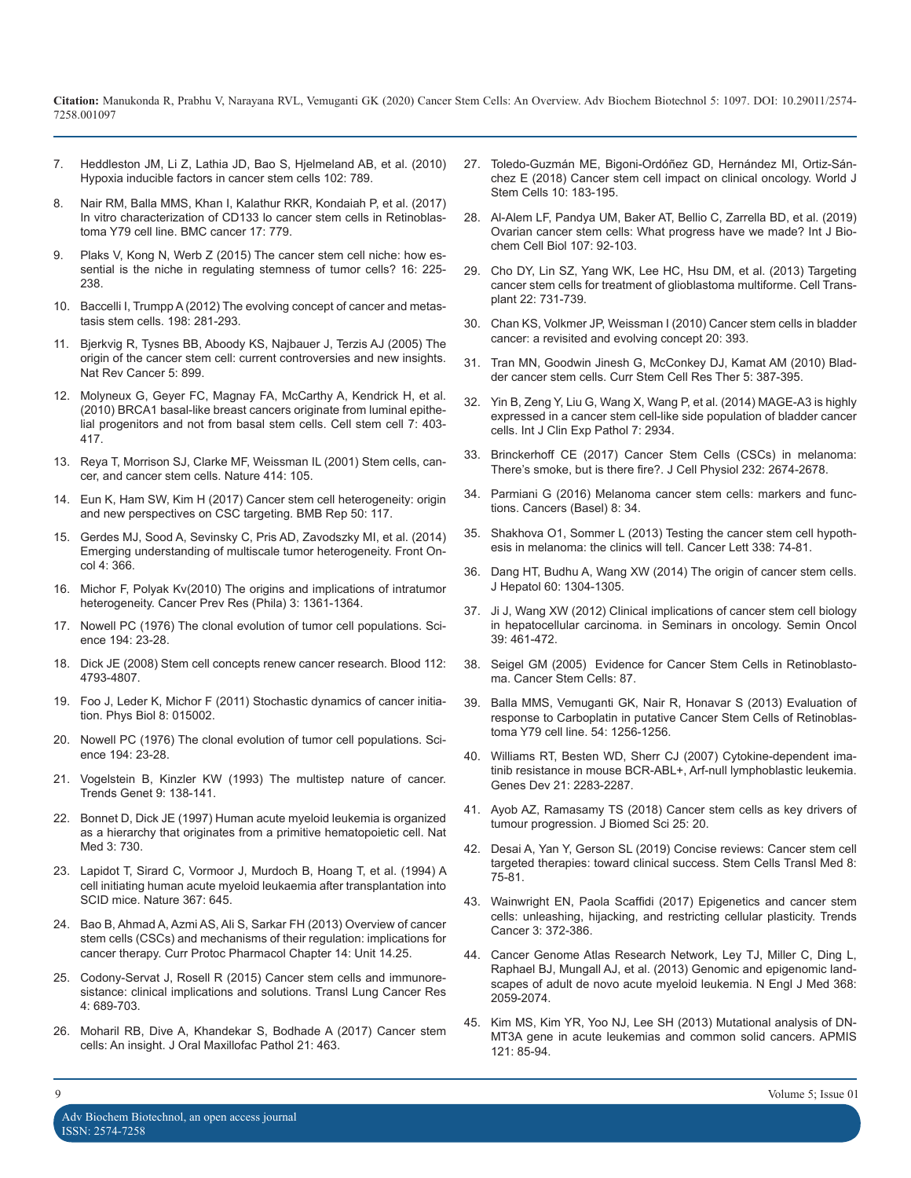7. Heddleston JM, Li Z, Lathia JD, Bao S, Hjelmeland AB, et al. (2010) Hypoxia inducible factors in cancer stem cells 102: 789.
8. Nair RM, Balla MMS, Khan I, Kalathur RKR, Kondaiah P, et al. (2017) In vitro characterization of CD133 lo cancer stem cells in Retinoblastoma Y79 cell line. BMC cancer 17: 779.
9. Plaks V, Kong N, Werb Z (2015) The cancer stem cell niche: how essential is the niche in regulating stemness of tumor cells? 16: 225-238.
10. Baccelli I, Trumpp A (2012) The evolving concept of cancer and metastasis stem cells. 198: 281-293.
11. Bjerkvig R, Tysnes BB, Aboody KS, Najbauer J, Terzis AJ (2005) The origin of the cancer stem cell: current controversies and new insights. Nat Rev Cancer 5: 899.
12. Molyneux G, Geyer FC, Magnay FA, McCarthy A, Kendrick H, et al. (2010) BRCA1 basal-like breast cancers originate from luminal epithelial progenitors and not from basal stem cells. Cell stem cell 7: 403-417.
13. Reya T, Morrison SJ, Clarke MF, Weissman IL (2001) Stem cells, cancer, and cancer stem cells. Nature 414: 105.
14. Eun K, Ham SW, Kim H (2017) Cancer stem cell heterogeneity: origin and new perspectives on CSC targeting. BMB Rep 50: 117.
15. Gerdes MJ, Sood A, Sevinsky C, Pris AD, Zavodszky MI, et al. (2014) Emerging understanding of multiscale tumor heterogeneity. Front Oncol 4: 366.
16. Michor F, Polyak Kv(2010) The origins and implications of intratumor heterogeneity. Cancer Prev Res (Phila) 3: 1361-1364.
17. Nowell PC (1976) The clonal evolution of tumor cell populations. Science 194: 23-28.
18. Dick JE (2008) Stem cell concepts renew cancer research. Blood 112: 4793-4807.
19. Foo J, Leder K, Michor F (2011) Stochastic dynamics of cancer initiation. Phys Biol 8: 015002.
20. Nowell PC (1976) The clonal evolution of tumor cell populations. Science 194: 23-28.
21. Vogelstein B, Kinzler KW (1993) The multistep nature of cancer. Trends Genet 9: 138-141.
22. Bonnet D, Dick JE (1997) Human acute myeloid leukemia is organized as a hierarchy that originates from a primitive hematopoietic cell. Nat Med 3: 730.
23. Lapidot T, Sirard C, Vormoor J, Murdoch B, Hoang T, et al. (1994) A cell initiating human acute myeloid leukaemia after transplantation into SCID mice. Nature 367: 645.
24. Bao B, Ahmad A, Azmi AS, Ali S, Sarkar FH (2013) Overview of cancer stem cells (CSCs) and mechanisms of their regulation: implications for cancer therapy. Curr Protoc Pharmacol Chapter 14: Unit 14.25.
25. Codony-Servat J, Rosell R (2015) Cancer stem cells and immunoresistance: clinical implications and solutions. Transl Lung Cancer Res 4: 689-703.
26. Moharil RB, Dive A, Khandekar S, Bodhade A (2017) Cancer stem cells: An insight. J Oral Maxillofac Pathol 21: 463.
27. Toledo-Guzmán ME, Bigoni-Ordóñez GD, Hernández MI, Ortiz-Sánchez E (2018) Cancer stem cell impact on clinical oncology. World J Stem Cells 10: 183-195.
28. Al-Alem LF, Pandya UM, Baker AT, Bellio C, Zarrella BD, et al. (2019) Ovarian cancer stem cells: What progress have we made? Int J Biochem Cell Biol 107: 92-103.
29. Cho DY, Lin SZ, Yang WK, Lee HC, Hsu DM, et al. (2013) Targeting cancer stem cells for treatment of glioblastoma multiforme. Cell Transplant 22: 731-739.
30. Chan KS, Volkmer JP, Weissman I (2010) Cancer stem cells in bladder cancer: a revisited and evolving concept 20: 393.
31. Tran MN, Goodwin Jinesh G, McConkey DJ, Kamat AM (2010) Bladder cancer stem cells. Curr Stem Cell Res Ther 5: 387-395.
32. Yin B, Zeng Y, Liu G, Wang X, Wang P, et al. (2014) MAGE-A3 is highly expressed in a cancer stem cell-like side population of bladder cancer cells. Int J Clin Exp Pathol 7: 2934.
33. Brinckerhoff CE (2017) Cancer Stem Cells (CSCs) in melanoma: There's smoke, but is there fire?. J Cell Physiol 232: 2674-2678.
34. Parmiani G (2016) Melanoma cancer stem cells: markers and functions. Cancers (Basel) 8: 34.
35. Shakhova O1, Sommer L (2013) Testing the cancer stem cell hypothesis in melanoma: the clinics will tell. Cancer Lett 338: 74-81.
36. Dang HT, Budhu A, Wang XW (2014) The origin of cancer stem cells. J Hepatol 60: 1304-1305.
37. Ji J, Wang XW (2012) Clinical implications of cancer stem cell biology in hepatocellular carcinoma. in Seminars in oncology. Semin Oncol 39: 461-472.
38. Seigel GM (2005) Evidence for Cancer Stem Cells in Retinoblastoma. Cancer Stem Cells: 87.
39. Balla MMS, Vemuganti GK, Nair R, Honavar S (2013) Evaluation of response to Carboplatin in putative Cancer Stem Cells of Retinoblastoma Y79 cell line. 54: 1256-1256.
40. Williams RT, Besten WD, Sherr CJ (2007) Cytokine-dependent imatinib resistance in mouse BCR-ABL+, Arf-null lymphoblastic leukemia. Genes Dev 21: 2283-2287.
41. Ayob AZ, Ramasamy TS (2018) Cancer stem cells as key drivers of tumour progression. J Biomed Sci 25: 20.
42. Desai A, Yan Y, Gerson SL (2019) Concise reviews: Cancer stem cell targeted therapies: toward clinical success. Stem Cells Transl Med 8: 75-81.
43. Wainwright EN, Paola Scaffidi (2017) Epigenetics and cancer stem cells: unleashing, hijacking, and restricting cellular plasticity. Trends Cancer 3: 372-386.
44. Cancer Genome Atlas Research Network, Ley TJ, Miller C, Ding L, Raphael BJ, Mungall AJ, et al. (2013) Genomic and epigenomic landscapes of adult de novo acute myeloid leukemia. N Engl J Med 368: 2059-2074.
45. Kim MS, Kim YR, Yoo NJ, Lee SH (2013) Mutational analysis of DNMT3A gene in acute leukemias and common solid cancers. APMIS 121: 85-94.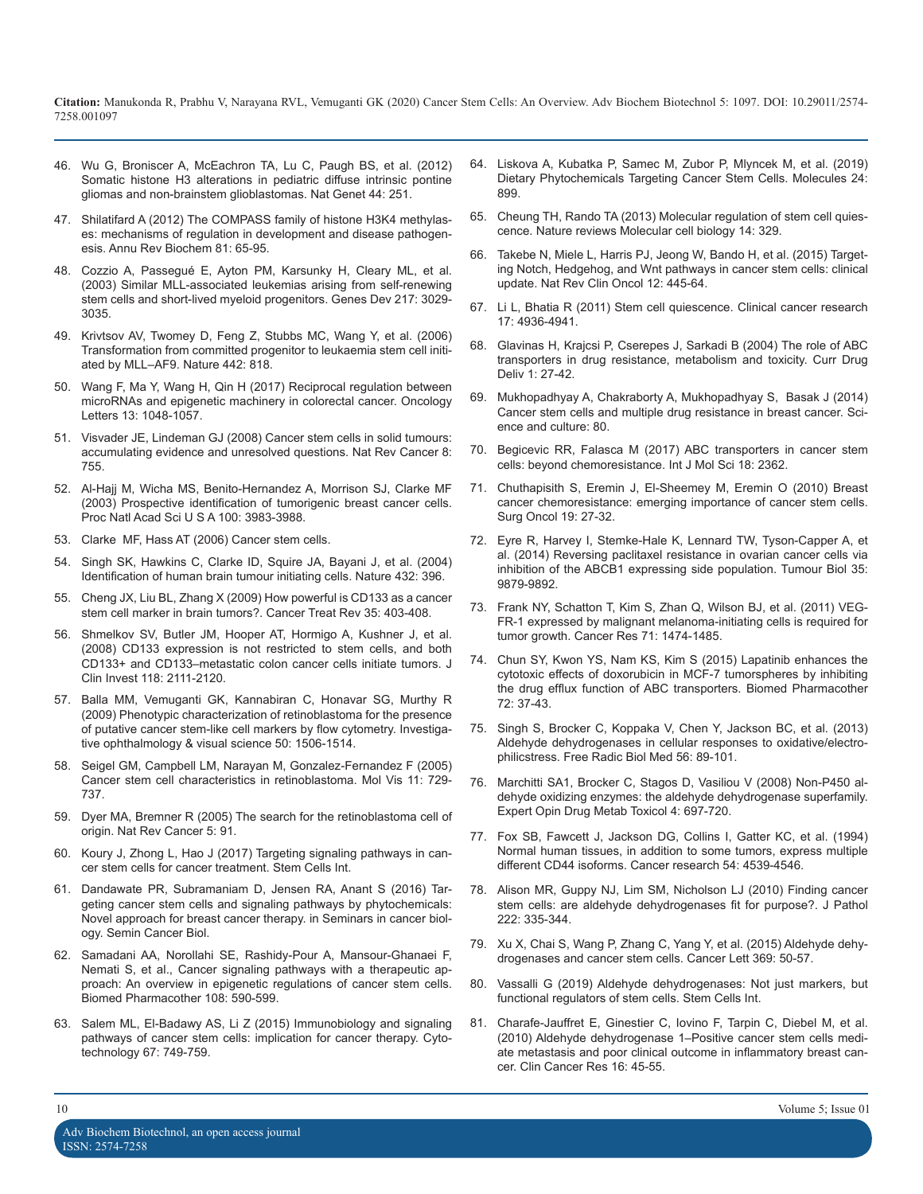46. Wu G, Broniscer A, McEachron TA, Lu C, Paugh BS, et al. (2012) Somatic histone H3 alterations in pediatric diffuse intrinsic pontine gliomas and non-brainstem glioblastomas. Nat Genet 44: 251.

47. Shilatifard A (2012) The COMPASS family of histone H3K4 methylases: mechanisms of regulation in development and disease pathogenesis. Annu Rev Biochem 81: 65-95.

48. Cozzio A, Passegué E, Ayton PM, Karsunky H, Cleary ML, et al. (2003) Similar MLL-associated leukemias arising from self-renewing stem cells and short-lived myeloid progenitors. Genes Dev 217: 3029-3035.

49. Krivtsov AV, Twomey D, Feng Z, Stubbs MC, Wang Y, et al. (2006) Transformation from committed progenitor to leukaemia stem cell initiated by MLL–AF9. Nature 442: 818.

50. Wang F, Ma Y, Wang H, Qin H (2017) Reciprocal regulation between microRNAs and epigenetic machinery in colorectal cancer. Oncology Letters 13: 1048-1057.

51. Visvader JE, Lindeman GJ (2008) Cancer stem cells in solid tumours: accumulating evidence and unresolved questions. Nat Rev Cancer 8: 755.

52. Al-Hajj M, Wicha MS, Benito-Hernandez A, Morrison SJ, Clarke MF (2003) Prospective identification of tumorigenic breast cancer cells. Proc Natl Acad Sci U S A 100: 3983-3988.

53. Clarke MF, Hass AT (2006) Cancer stem cells.

54. Singh SK, Hawkins C, Clarke ID, Squire JA, Bayani J, et al. (2004) Identification of human brain tumour initiating cells. Nature 432: 396.

55. Cheng JX, Liu BL, Zhang X (2009) How powerful is CD133 as a cancer stem cell marker in brain tumors?. Cancer Treat Rev 35: 403-408.

56. Shmelkov SV, Butler JM, Hooper AT, Hormigo A, Kushner J, et al. (2008) CD133 expression is not restricted to stem cells, and both CD133+ and CD133–metastatic colon cancer cells initiate tumors. J Clin Invest 118: 2111-2120.

57. Balla MM, Vemuganti GK, Kannabiran C, Honavar SG, Murthy R (2009) Phenotypic characterization of retinoblastoma for the presence of putative cancer stem-like cell markers by flow cytometry. Investigative ophthalmology & visual science 50: 1506-1514.

58. Seigel GM, Campbell LM, Narayan M, Gonzalez-Fernandez F (2005) Cancer stem cell characteristics in retinoblastoma. Mol Vis 11: 729-737.

59. Dyer MA, Bremner R (2005) The search for the retinoblastoma cell of origin. Nat Rev Cancer 5: 91.

60. Koury J, Zhong L, Hao J (2017) Targeting signaling pathways in cancer stem cells for cancer treatment. Stem Cells Int.

61. Dandawate PR, Subramaniam D, Jensen RA, Anant S (2016) Targeting cancer stem cells and signaling pathways by phytochemicals: Novel approach for breast cancer therapy. in Seminars in cancer biology. Semin Cancer Biol.

62. Samadani AA, Norollahi SE, Rashidy-Pour A, Mansour-Ghanaei F, Nemati S, et al., Cancer signaling pathways with a therapeutic approach: An overview in epigenetic regulations of cancer stem cells. Biomed Pharmacother 108: 590-599.

63. Salem ML, El-Badawy AS, Li Z (2015) Immunobiology and signaling pathways of cancer stem cells: implication for cancer therapy. Cytotechnology 67: 749-759.

64. Liskova A, Kubatka P, Samec M, Zubor P, Mlyncek M, et al. (2019) Dietary Phytochemicals Targeting Cancer Stem Cells. Molecules 24: 899.

65. Cheung TH, Rando TA (2013) Molecular regulation of stem cell quiescence. Nature reviews Molecular cell biology 14: 329.

66. Takebe N, Miele L, Harris PJ, Jeong W, Bando H, et al. (2015) Targeting Notch, Hedgehog, and Wnt pathways in cancer stem cells: clinical update. Nat Rev Clin Oncol 12: 445-64.

67. Li L, Bhatia R (2011) Stem cell quiescence. Clinical cancer research 17: 4936-4941.

68. Glavinas H, Krajcsi P, Cserepes J, Sarkadi B (2004) The role of ABC transporters in drug resistance, metabolism and toxicity. Curr Drug Deliv 1: 27-42.

69. Mukhopadhyay A, Chakraborty A, Mukhopadhyay S, Basak J (2014) Cancer stem cells and multiple drug resistance in breast cancer. Science and culture: 80.

70. Begicevic RR, Falasca M (2017) ABC transporters in cancer stem cells: beyond chemoresistance. Int J Mol Sci 18: 2362.

71. Chuthapisith S, Eremin J, El-Sheemey M, Eremin O (2010) Breast cancer chemoresistance: emerging importance of cancer stem cells. Surg Oncol 19: 27-32.

72. Eyre R, Harvey I, Stemke-Hale K, Lennard TW, Tyson-Capper A, et al. (2014) Reversing paclitaxel resistance in ovarian cancer cells via inhibition of the ABCB1 expressing side population. Tumour Biol 35: 9879-9892.

73. Frank NY, Schatton T, Kim S, Zhan Q, Wilson BJ, et al. (2011) VEGFR-1 expressed by malignant melanoma-initiating cells is required for tumor growth. Cancer Res 71: 1474-1485.

74. Chun SY, Kwon YS, Nam KS, Kim S (2015) Lapatinib enhances the cytotoxic effects of doxorubicin in MCF-7 tumorspheres by inhibiting the drug efflux function of ABC transporters. Biomed Pharmacother 72: 37-43.

75. Singh S, Brocker C, Koppaka V, Chen Y, Jackson BC, et al. (2013) Aldehyde dehydrogenases in cellular responses to oxidative/electrophilicstress. Free Radic Biol Med 56: 89-101.

76. Marchitti SA1, Brocker C, Stagos D, Vasiliou V (2008) Non-P450 aldehyde oxidizing enzymes: the aldehyde dehydrogenase superfamily. Expert Opin Drug Metab Toxicol 4: 697-720.

77. Fox SB, Fawcett J, Jackson DG, Collins I, Gatter KC, et al. (1994) Normal human tissues, in addition to some tumors, express multiple different CD44 isoforms. Cancer research 54: 4539-4546.

78. Alison MR, Guppy NJ, Lim SM, Nicholson LJ (2010) Finding cancer stem cells: are aldehyde dehydrogenases fit for purpose?. J Pathol 222: 335-344.

79. Xu X, Chai S, Wang P, Zhang C, Yang Y, et al. (2015) Aldehyde dehydrogenases and cancer stem cells. Cancer Lett 369: 50-57.

80. Vassalli G (2019) Aldehyde dehydrogenases: Not just markers, but functional regulators of stem cells. Stem Cells Int.

81. Charafe-Jauffret E, Ginestier C, Iovino F, Tarpin C, Diebel M, et al. (2010) Aldehyde dehydrogenase 1–Positive cancer stem cells mediate metastasis and poor clinical outcome in inflammatory breast cancer. Clin Cancer Res 16: 45-55.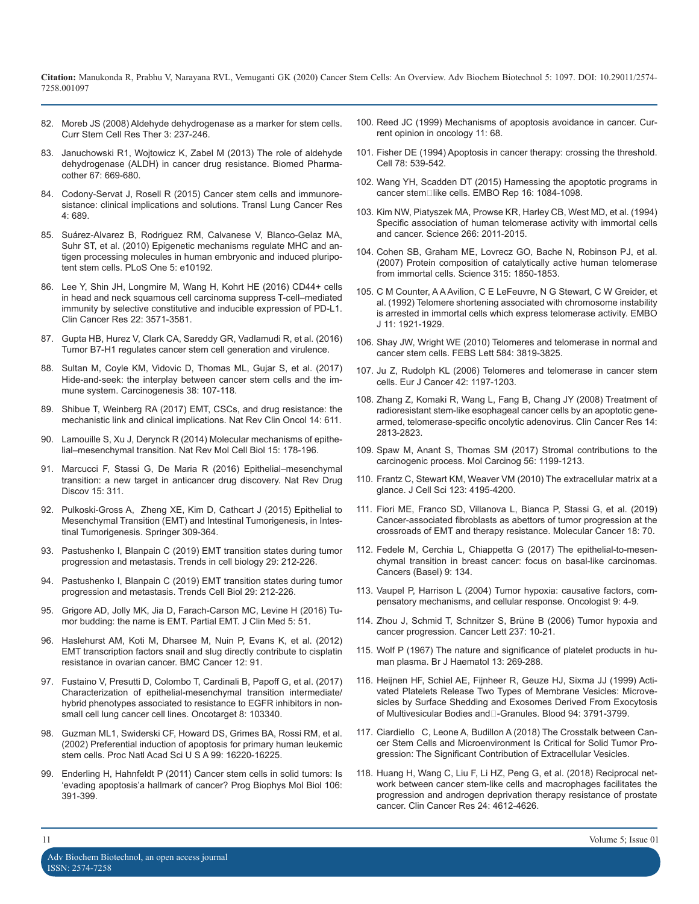82. Moreb JS (2008) Aldehyde dehydrogenase as a marker for stem cells. Curr Stem Cell Res Ther 3: 237-246.

83. Januchowski R1, Wojtowicz K, Zabel M (2013) The role of aldehyde dehydrogenase (ALDH) in cancer drug resistance. Biomed Pharmacother 67: 669-680.

84. Codony-Servat J, Rosell R (2015) Cancer stem cells and immunoresistance: clinical implications and solutions. Transl Lung Cancer Res 4: 689.

85. Suárez-Alvarez B, Rodriguez RM, Calvanese V, Blanco-Gelaz MA, Suhr ST, et al. (2010) Epigenetic mechanisms regulate MHC and antigen processing molecules in human embryonic and induced pluripotent stem cells. PLoS One 5: e10192.

86. Lee Y, Shin JH, Longmire M, Wang H, Kohrt HE (2016) CD44+ cells in head and neck squamous cell carcinoma suppress T-cell–mediated immunity by selective constitutive and inducible expression of PD-L1. Clin Cancer Res 22: 3571-3581.

87. Gupta HB, Hurez V, Clark CA, Sareddy GR, Vadlamudi R, et al. (2016) Tumor B7-H1 regulates cancer stem cell generation and virulence.

88. Sultan M, Coyle KM, Vidovic D, Thomas ML, Gujar S, et al. (2017) Hide-and-seek: the interplay between cancer stem cells and the immune system. Carcinogenesis 38: 107-118.

89. Shibue T, Weinberg RA (2017) EMT, CSCs, and drug resistance: the mechanistic link and clinical implications. Nat Rev Clin Oncol 14: 611.

90. Lamouille S, Xu J, Derynck R (2014) Molecular mechanisms of epithelial–mesenchymal transition. Nat Rev Mol Cell Biol 15: 178-196.

91. Marcucci F, Stassi G, De Maria R (2016) Epithelial–mesenchymal transition: a new target in anticancer drug discovery. Nat Rev Drug Discov 15: 311.

92. Pulkoski-Gross A, Zheng XE, Kim D, Cathcart J (2015) Epithelial to Mesenchymal Transition (EMT) and Intestinal Tumorigenesis, in Intestinal Tumorigenesis. Springer 309-364.

93. Pastushenko I, Blanpain C (2019) EMT transition states during tumor progression and metastasis. Trends in cell biology 29: 212-226.

94. Pastushenko I, Blanpain C (2019) EMT transition states during tumor progression and metastasis. Trends Cell Biol 29: 212-226.

95. Grigore AD, Jolly MK, Jia D, Farach-Carson MC, Levine H (2016) Tumor budding: the name is EMT. Partial EMT. J Clin Med 5: 51.

96. Haslehurst AM, Koti M, Dharsee M, Nuin P, Evans K, et al. (2012) EMT transcription factors snail and slug directly contribute to cisplatin resistance in ovarian cancer. BMC Cancer 12: 91.

97. Fustaino V, Presutti D, Colombo T, Cardinali B, Papoff G, et al. (2017) Characterization of epithelial-mesenchymal transition intermediate/hybrid phenotypes associated to resistance to EGFR inhibitors in non-small cell lung cancer cell lines. Oncotarget 8: 103340.

98. Guzman ML1, Swiderski CF, Howard DS, Grimes BA, Rossi RM, et al. (2002) Preferential induction of apoptosis for primary human leukemic stem cells. Proc Natl Acad Sci U S A 99: 16220-16225.

99. Enderling H, Hahnfeldt P (2011) Cancer stem cells in solid tumors: Is 'evading apoptosis'a hallmark of cancer? Prog Biophys Mol Biol 106: 391-399.

100. Reed JC (1999) Mechanisms of apoptosis avoidance in cancer. Current opinion in oncology 11: 68.

101. Fisher DE (1994) Apoptosis in cancer therapy: crossing the threshold. Cell 78: 539-542.

102. Wang YH, Scadden DT (2015) Harnessing the apoptotic programs in cancer stem‐like cells. EMBO Rep 16: 1084-1098.

103. Kim NW, Piatyszek MA, Prowse KR, Harley CB, West MD, et al. (1994) Specific association of human telomerase activity with immortal cells and cancer. Science 266: 2011-2015.

104. Cohen SB, Graham ME, Lovrecz GO, Bache N, Robinson PJ, et al. (2007) Protein composition of catalytically active human telomerase from immortal cells. Science 315: 1850-1853.

105. C M Counter, A A Avilion, C E LeFeuvre, N G Stewart, C W Greider, et al. (1992) Telomere shortening associated with chromosome instability is arrested in immortal cells which express telomerase activity. EMBO J 11: 1921-1929.

106. Shay JW, Wright WE (2010) Telomeres and telomerase in normal and cancer stem cells. FEBS Lett 584: 3819-3825.

107. Ju Z, Rudolph KL (2006) Telomeres and telomerase in cancer stem cells. Eur J Cancer 42: 1197-1203.

108. Zhang Z, Komaki R, Wang L, Fang B, Chang JY (2008) Treatment of radioresistant stem-like esophageal cancer cells by an apoptotic gene-armed, telomerase-specific oncolytic adenovirus. Clin Cancer Res 14: 2813-2823.

109. Spaw M, Anant S, Thomas SM (2017) Stromal contributions to the carcinogenic process. Mol Carcinog 56: 1199-1213.

110. Frantz C, Stewart KM, Weaver VM (2010) The extracellular matrix at a glance. J Cell Sci 123: 4195-4200.

111. Fiori ME, Franco SD, Villanova L, Bianca P, Stassi G, et al. (2019) Cancer-associated fibroblasts as abettors of tumor progression at the crossroads of EMT and therapy resistance. Molecular Cancer 18: 70.

112. Fedele M, Cerchia L, Chiappetta G (2017) The epithelial-to-mesenchymal transition in breast cancer: focus on basal-like carcinomas. Cancers (Basel) 9: 134.

113. Vaupel P, Harrison L (2004) Tumor hypoxia: causative factors, compensatory mechanisms, and cellular response. Oncologist 9: 4-9.

114. Zhou J, Schmid T, Schnitzer S, Brüne B (2006) Tumor hypoxia and cancer progression. Cancer Lett 237: 10-21.

115. Wolf P (1967) The nature and significance of platelet products in human plasma. Br J Haematol 13: 269-288.

116. Heijnen HF, Schiel AE, Fijnheer R, Geuze HJ, Sixma JJ (1999) Activated Platelets Release Two Types of Membrane Vesicles: Microvesicles by Surface Shedding and Exosomes Derived From Exocytosis of Multivesicular Bodies and-Granules. Blood 94: 3791-3799.

117. Ciardiello C, Leone A, Budillon A (2018) The Crosstalk between Cancer Stem Cells and Microenvironment Is Critical for Solid Tumor Progression: The Significant Contribution of Extracellular Vesicles.

118. Huang H, Wang C, Liu F, Li HZ, Peng G, et al. (2018) Reciprocal network between cancer stem-like cells and macrophages facilitates the progression and androgen deprivation therapy resistance of prostate cancer. Clin Cancer Res 24: 4612-4626.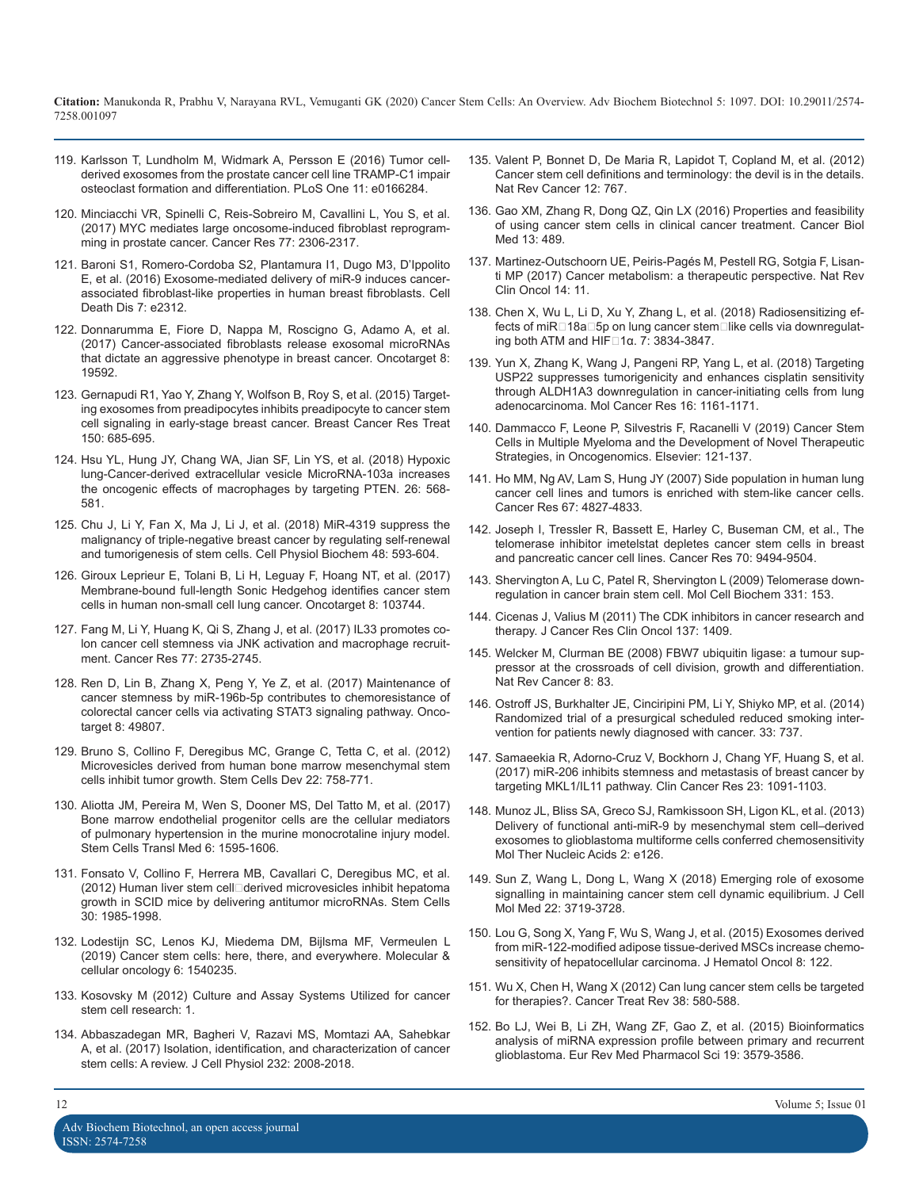119. Karlsson T, Lundholm M, Widmark A, Persson E (2016) Tumor cell-derived exosomes from the prostate cancer cell line TRAMP-C1 impair osteoclast formation and differentiation. PLoS One 11: e0166284.

120. Minciacchi VR, Spinelli C, Reis-Sobreiro M, Cavallini L, You S, et al. (2017) MYC mediates large oncosome-induced fibroblast reprogramming in prostate cancer. Cancer Res 77: 2306-2317.

121. Baroni S1, Romero-Cordoba S2, Plantamura I1, Dugo M3, D'Ippolito E, et al. (2016) Exosome-mediated delivery of miR-9 induces cancer-associated fibroblast-like properties in human breast fibroblasts. Cell Death Dis 7: e2312.

122. Donnarumma E, Fiore D, Nappa M, Roscigno G, Adamo A, et al. (2017) Cancer-associated fibroblasts release exosomal microRNAs that dictate an aggressive phenotype in breast cancer. Oncotarget 8: 19592.

123. Gernapudi R1, Yao Y, Zhang Y, Wolfson B, Roy S, et al. (2015) Targeting exosomes from preadipocytes inhibits preadipocyte to cancer stem cell signaling in early-stage breast cancer. Breast Cancer Res Treat 150: 685-695.

124. Hsu YL, Hung JY, Chang WA, Jian SF, Lin YS, et al. (2018) Hypoxic lung-Cancer-derived extracellular vesicle MicroRNA-103a increases the oncogenic effects of macrophages by targeting PTEN. 26: 568-581.

125. Chu J, Li Y, Fan X, Ma J, Li J, et al. (2018) MiR-4319 suppress the malignancy of triple-negative breast cancer by regulating self-renewal and tumorigenesis of stem cells. Cell Physiol Biochem 48: 593-604.

126. Giroux Leprieur E, Tolani B, Li H, Leguay F, Hoang NT, et al. (2017) Membrane-bound full-length Sonic Hedgehog identifies cancer stem cells in human non-small cell lung cancer. Oncotarget 8: 103744.

127. Fang M, Li Y, Huang K, Qi S, Zhang J, et al. (2017) IL33 promotes colon cancer cell stemness via JNK activation and macrophage recruitment. Cancer Res 77: 2735-2745.

128. Ren D, Lin B, Zhang X, Peng Y, Ye Z, et al. (2017) Maintenance of cancer stemness by miR-196b-5p contributes to chemoresistance of colorectal cancer cells via activating STAT3 signaling pathway. Oncotarget 8: 49807.

129. Bruno S, Collino F, Deregibus MC, Grange C, Tetta C, et al. (2012) Microvesicles derived from human bone marrow mesenchymal stem cells inhibit tumor growth. Stem Cells Dev 22: 758-771.

130. Aliotta JM, Pereira M, Wen S, Dooner MS, Del Tatto M, et al. (2017) Bone marrow endothelial progenitor cells are the cellular mediators of pulmonary hypertension in the murine monocrotaline injury model. Stem Cells Transl Med 6: 1595-1606.

131. Fonsato V, Collino F, Herrera MB, Cavallari C, Deregibus MC, et al. (2012) Human liver stem cell□derived microvesicles inhibit hepatoma growth in SCID mice by delivering antitumor microRNAs. Stem Cells 30: 1985-1998.

132. Lodestijn SC, Lenos KJ, Miedema DM, Bijlsma MF, Vermeulen L (2019) Cancer stem cells: here, there, and everywhere. Molecular & cellular oncology 6: 1540235.

133. Kosovsky M (2012) Culture and Assay Systems Utilized for cancer stem cell research: 1.

134. Abbaszadegan MR, Bagheri V, Razavi MS, Momtazi AA, Sahebkar A, et al. (2017) Isolation, identification, and characterization of cancer stem cells: A review. J Cell Physiol 232: 2008-2018.

135. Valent P, Bonnet D, De Maria R, Lapidot T, Copland M, et al. (2012) Cancer stem cell definitions and terminology: the devil is in the details. Nat Rev Cancer 12: 767.

136. Gao XM, Zhang R, Dong QZ, Qin LX (2016) Properties and feasibility of using cancer stem cells in clinical cancer treatment. Cancer Biol Med 13: 489.

137. Martinez-Outschoorn UE, Peiris-Pagés M, Pestell RG, Sotgia F, Lisanti MP (2017) Cancer metabolism: a therapeutic perspective. Nat Rev Clin Oncol 14: 11.

138. Chen X, Wu L, Li D, Xu Y, Zhang L, et al. (2018) Radiosensitizing effects of miR□18a□5p on lung cancer stem□like cells via downregulating both ATM and HIF□1α. 7: 3834-3847.

139. Yun X, Zhang K, Wang J, Pangeni RP, Yang L, et al. (2018) Targeting USP22 suppresses tumorigenicity and enhances cisplatin sensitivity through ALDH1A3 downregulation in cancer-initiating cells from lung adenocarcinoma. Mol Cancer Res 16: 1161-1171.

140. Dammacco F, Leone P, Silvestris F, Racanelli V (2019) Cancer Stem Cells in Multiple Myeloma and the Development of Novel Therapeutic Strategies, in Oncogenomics. Elsevier: 121-137.

141. Ho MM, Ng AV, Lam S, Hung JY (2007) Side population in human lung cancer cell lines and tumors is enriched with stem-like cancer cells. Cancer Res 67: 4827-4833.

142. Joseph I, Tressler R, Bassett E, Harley C, Buseman CM, et al., The telomerase inhibitor imetelstat depletes cancer stem cells in breast and pancreatic cancer cell lines. Cancer Res 70: 9494-9504.

143. Shervington A, Lu C, Patel R, Shervington L (2009) Telomerase down-regulation in cancer brain stem cell. Mol Cell Biochem 331: 153.

144. Cicenas J, Valius M (2011) The CDK inhibitors in cancer research and therapy. J Cancer Res Clin Oncol 137: 1409.

145. Welcker M, Clurman BE (2008) FBW7 ubiquitin ligase: a tumour suppressor at the crossroads of cell division, growth and differentiation. Nat Rev Cancer 8: 83.

146. Ostroff JS, Burkhalter JE, Cinciripini PM, Li Y, Shiyko MP, et al. (2014) Randomized trial of a presurgical scheduled reduced smoking intervention for patients newly diagnosed with cancer. 33: 737.

147. Samaeekia R, Adorno-Cruz V, Bockhorn J, Chang YF, Huang S, et al. (2017) miR-206 inhibits stemness and metastasis of breast cancer by targeting MKL1/IL11 pathway. Clin Cancer Res 23: 1091-1103.

148. Munoz JL, Bliss SA, Greco SJ, Ramkissoon SH, Ligon KL, et al. (2013) Delivery of functional anti-miR-9 by mesenchymal stem cell–derived exosomes to glioblastoma multiforme cells conferred chemosensitivity Mol Ther Nucleic Acids 2: e126.

149. Sun Z, Wang L, Dong L, Wang X (2018) Emerging role of exosome signalling in maintaining cancer stem cell dynamic equilibrium. J Cell Mol Med 22: 3719-3728.

150. Lou G, Song X, Yang F, Wu S, Wang J, et al. (2015) Exosomes derived from miR-122-modified adipose tissue-derived MSCs increase chemosensitivity of hepatocellular carcinoma. J Hematol Oncol 8: 122.

151. Wu X, Chen H, Wang X (2012) Can lung cancer stem cells be targeted for therapies?. Cancer Treat Rev 38: 580-588.

152. Bo LJ, Wei B, Li ZH, Wang ZF, Gao Z, et al. (2015) Bioinformatics analysis of miRNA expression profile between primary and recurrent glioblastoma. Eur Rev Med Pharmacol Sci 19: 3579-3586.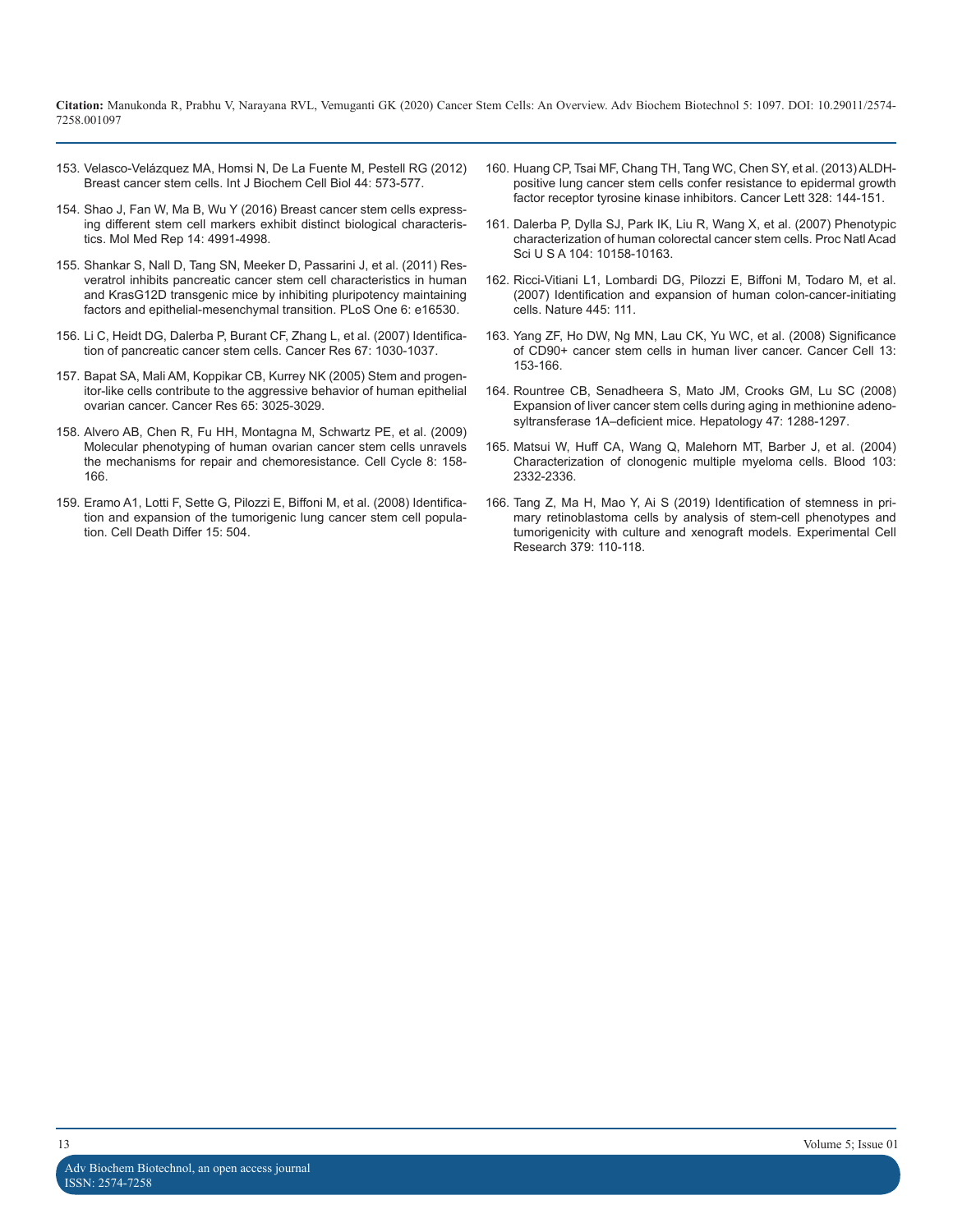153. Velasco-Velázquez MA, Homsi N, De La Fuente M, Pestell RG (2012) Breast cancer stem cells. Int J Biochem Cell Biol 44: 573-577.

154. Shao J, Fan W, Ma B, Wu Y (2016) Breast cancer stem cells expressing different stem cell markers exhibit distinct biological characteristics. Mol Med Rep 14: 4991-4998.

155. Shankar S, Nall D, Tang SN, Meeker D, Passarini J, et al. (2011) Resveratrol inhibits pancreatic cancer stem cell characteristics in human and KrasG12D transgenic mice by inhibiting pluripotency maintaining factors and epithelial-mesenchymal transition. PLoS One 6: e16530.

156. Li C, Heidt DG, Dalerba P, Burant CF, Zhang L, et al. (2007) Identification of pancreatic cancer stem cells. Cancer Res 67: 1030-1037.

157. Bapat SA, Mali AM, Koppikar CB, Kurrey NK (2005) Stem and progenitor-like cells contribute to the aggressive behavior of human epithelial ovarian cancer. Cancer Res 65: 3025-3029.

158. Alvero AB, Chen R, Fu HH, Montagna M, Schwartz PE, et al. (2009) Molecular phenotyping of human ovarian cancer stem cells unravels the mechanisms for repair and chemoresistance. Cell Cycle 8: 158-166.

159. Eramo A1, Lotti F, Sette G, Pilozzi E, Biffoni M, et al. (2008) Identification and expansion of the tumorigenic lung cancer stem cell population. Cell Death Differ 15: 504.

160. Huang CP, Tsai MF, Chang TH, Tang WC, Chen SY, et al. (2013) ALDH-positive lung cancer stem cells confer resistance to epidermal growth factor receptor tyrosine kinase inhibitors. Cancer Lett 328: 144-151.

161. Dalerba P, Dylla SJ, Park IK, Liu R, Wang X, et al. (2007) Phenotypic characterization of human colorectal cancer stem cells. Proc Natl Acad Sci U S A 104: 10158-10163.

162. Ricci-Vitiani L1, Lombardi DG, Pilozzi E, Biffoni M, Todaro M, et al. (2007) Identification and expansion of human colon-cancer-initiating cells. Nature 445: 111.

163. Yang ZF, Ho DW, Ng MN, Lau CK, Yu WC, et al. (2008) Significance of CD90+ cancer stem cells in human liver cancer. Cancer Cell 13: 153-166.

164. Rountree CB, Senadheera S, Mato JM, Crooks GM, Lu SC (2008) Expansion of liver cancer stem cells during aging in methionine adenosyltransferase 1A–deficient mice. Hepatology 47: 1288-1297.

165. Matsui W, Huff CA, Wang Q, Malehorn MT, Barber J, et al. (2004) Characterization of clonogenic multiple myeloma cells. Blood 103: 2332-2336.

166. Tang Z, Ma H, Mao Y, Ai S (2019) Identification of stemness in primary retinoblastoma cells by analysis of stem-cell phenotypes and tumorigenicity with culture and xenograft models. Experimental Cell Research 379: 110-118.